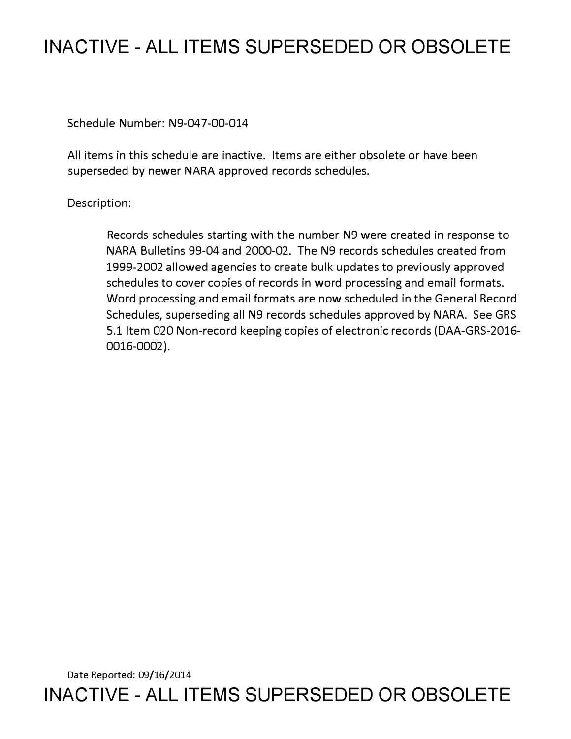# INACTIVE - ALL ITEMS SUPERSEDED OR OBSOLETE

Schedule Number: N9-047-00-014

All items in this schedule are inactive. Items are either obsolete or have been superseded by newer NARA approved records schedules.

Description:

> Records schedules starting with the number N9 were created in response to NARA Bulletins 99-04 and 2000-02. The N9 records schedules created from 1999-2002 allowed agencies to create bulk updates to previously approved schedules to cover copies of records in word processing and email formats. Word processing and email formats are now scheduled in the General Record Schedules, superseding all N9 records schedules approved by NARA. See GRS 5.1 Item 020 Non-record keeping copies of electronic records (DAA-GRS-2016-0016-0002).

Date Reported: 09/16/2014

# INACTIVE - ALL ITEMS SUPERSEDED OR OBSOLETE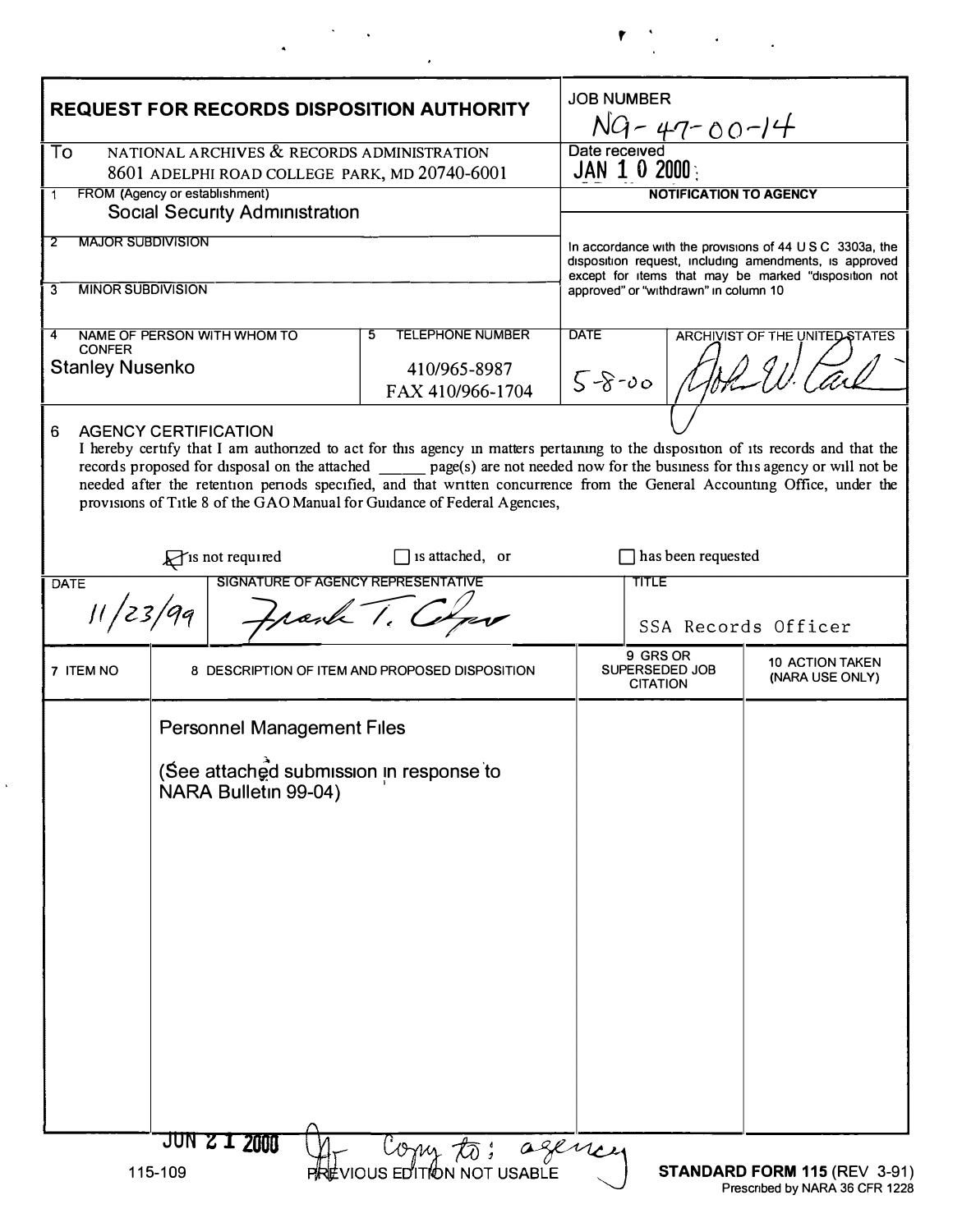**REQUEST FOR RECORDS DISPOSITION AUTHORITY**

**JOB NUMBER** N9-47-00-14

**Date received** JAN 10 2000

To: NATIONAL ARCHIVES & RECORDS ADMINISTRATION
8601 ADELPHI ROAD COLLEGE PARK, MD 20740-6001

1 FROM (Agency or establishment)
Social Security Administration

2 MAJOR SUBDIVISION

3 MINOR SUBDIVISION

**NOTIFICATION TO AGENCY**

In accordance with the provisions of 44 U S C 3303a, the disposition request, including amendments, is approved except for items that may be marked "disposition not approved" or "withdrawn" in column 10

| 4 NAME OF PERSON WITH WHOM TO CONFER | 5 TELEPHONE NUMBER | DATE | ARCHIVIST OF THE UNITED STATES |
|---|---|---|---|
| Stanley Nusenko | 410/965-8987<br>FAX 410/966-1704 | 5-8-00 | John W. Carlin |

6 AGENCY CERTIFICATION

I hereby certify that I am authorized to act for this agency in matters pertaining to the disposition of its records and that the records proposed for disposal on the attached ______ page(s) are not needed now for the business for this agency or will not be needed after the retention periods specified, and that written concurrence from the General Accounting Office, under the provisions of Title 8 of the GAO Manual for Guidance of Federal Agencies,

☒ is not required ☐ is attached, or ☐ has been requested

| DATE | SIGNATURE OF AGENCY REPRESENTATIVE | TITLE |
|---|---|---|
| 11/23/99 | Frank T. Cooper | SSA Records Officer |

| 7 ITEM NO | 8 DESCRIPTION OF ITEM AND PROPOSED DISPOSITION | 9 GRS OR SUPERSEDED JOB CITATION | 10 ACTION TAKEN (NARA USE ONLY) |
|---|---|---|---|
| | Personnel Management Files<br><br>(See attached submission in response to NARA Bulletin 99-04) | | |

JUN 21 2000 Copy to: agency

115-109 PREVIOUS EDITION NOT USABLE **STANDARD FORM 115** (REV 3-91)
Prescribed by NARA 36 CFR 1228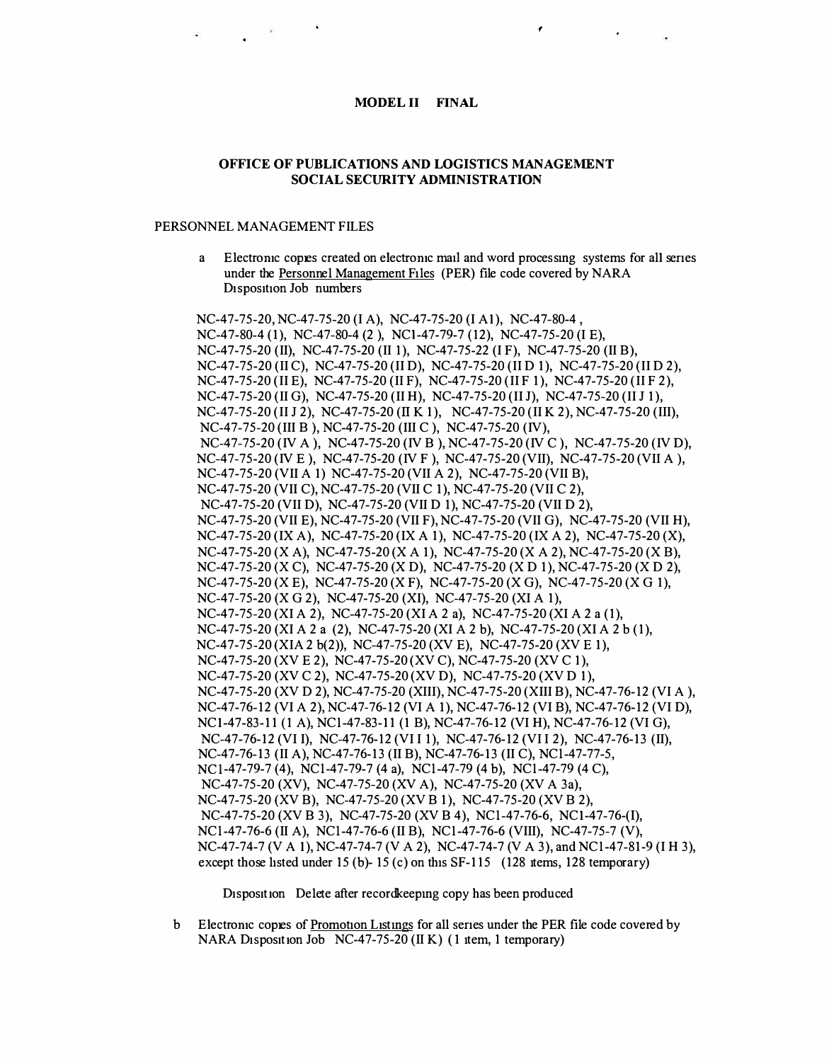**MODEL II FINAL**

**OFFICE OF PUBLICATIONS AND LOGISTICS MANAGEMENT**
**SOCIAL SECURITY ADMINISTRATION**

PERSONNEL MANAGEMENT FILES

a Electronic copies created on electronic mail and word processing systems for all series under the Personnel Management Files (PER) file code covered by NARA Disposition Job numbers

NC-47-75-20, NC-47-75-20 (I A), NC-47-75-20 (I A1), NC-47-80-4 , NC-47-80-4 (1), NC-47-80-4 (2 ), NC1-47-79-7 (12), NC-47-75-20 (I E), NC-47-75-20 (II), NC-47-75-20 (II 1), NC-47-75-22 (I F), NC-47-75-20 (II B), NC-47-75-20 (II C), NC-47-75-20 (II D), NC-47-75-20 (II D 1), NC-47-75-20 (II D 2), NC-47-75-20 (II E), NC-47-75-20 (II F), NC-47-75-20 (II F 1), NC-47-75-20 (II F 2), NC-47-75-20 (II G), NC-47-75-20 (II H), NC-47-75-20 (II J), NC-47-75-20 (II J 1), NC-47-75-20 (II J 2), NC-47-75-20 (II K 1), NC-47-75-20 (II K 2), NC-47-75-20 (III), NC-47-75-20 (III B ), NC-47-75-20 (III C ), NC-47-75-20 (IV), NC-47-75-20 (IV A ), NC-47-75-20 (IV B ), NC-47-75-20 (IV C ), NC-47-75-20 (IV D), NC-47-75-20 (IV E ), NC-47-75-20 (IV F ), NC-47-75-20 (VII), NC-47-75-20 (VII A ), NC-47-75-20 (VII A 1) NC-47-75-20 (VII A 2), NC-47-75-20 (VII B), NC-47-75-20 (VII C), NC-47-75-20 (VII C 1), NC-47-75-20 (VII C 2), NC-47-75-20 (VII D), NC-47-75-20 (VII D 1), NC-47-75-20 (VII D 2), NC-47-75-20 (VII E), NC-47-75-20 (VII F), NC-47-75-20 (VII G), NC-47-75-20 (VII H), NC-47-75-20 (IX A), NC-47-75-20 (IX A 1), NC-47-75-20 (IX A 2), NC-47-75-20 (X), NC-47-75-20 (X A), NC-47-75-20 (X A 1), NC-47-75-20 (X A 2), NC-47-75-20 (X B), NC-47-75-20 (X C), NC-47-75-20 (X D), NC-47-75-20 (X D 1), NC-47-75-20 (X D 2), NC-47-75-20 (X E), NC-47-75-20 (X F), NC-47-75-20 (X G), NC-47-75-20 (X G 1), NC-47-75-20 (X G 2), NC-47-75-20 (XI), NC-47-75-20 (XI A 1), NC-47-75-20 (XI A 2), NC-47-75-20 (XI A 2 a), NC-47-75-20 (XI A 2 a (1), NC-47-75-20 (XI A 2 a (2), NC-47-75-20 (XI A 2 b), NC-47-75-20 (XI A 2 b (1), NC-47-75-20 (XIA 2 b(2)), NC-47-75-20 (XV E), NC-47-75-20 (XV E 1), NC-47-75-20 (XV E 2), NC-47-75-20 (XV C), NC-47-75-20 (XV C 1), NC-47-75-20 (XV C 2), NC-47-75-20 (XV D), NC-47-75-20 (XV D 1), NC-47-75-20 (XV D 2), NC-47-75-20 (XIII), NC-47-75-20 (XIII B), NC-47-76-12 (VI A ), NC-47-76-12 (VI A 2), NC-47-76-12 (VI A 1), NC-47-76-12 (VI B), NC-47-76-12 (VI D), NC1-47-83-11 (1 A), NC1-47-83-11 (1 B), NC-47-76-12 (VI H), NC-47-76-12 (VI G), NC-47-76-12 (VI I), NC-47-76-12 (VI I 1), NC-47-76-12 (VI I 2), NC-47-76-13 (II), NC-47-76-13 (II A), NC-47-76-13 (II B), NC-47-76-13 (II C), NC1-47-77-5, NC1-47-79-7 (4), NC1-47-79-7 (4 a), NC1-47-79 (4 b), NC1-47-79 (4 C), NC-47-75-20 (XV), NC-47-75-20 (XV A), NC-47-75-20 (XV A 3a), NC-47-75-20 (XV B), NC-47-75-20 (XV B 1), NC-47-75-20 (XV B 2), NC-47-75-20 (XV B 3), NC-47-75-20 (XV B 4), NC1-47-76-6, NC1-47-76-(I), NC1-47-76-6 (II A), NC1-47-76-6 (II B), NC1-47-76-6 (VIII), NC-47-75-7 (V), NC-47-74-7 (V A 1), NC-47-74-7 (V A 2), NC-47-74-7 (V A 3), and NC1-47-81-9 (I H 3), except those listed under 15 (b)- 15 (c) on this SF-115 (128 items, 128 temporary)

Disposition Delete after recordkeeping copy has been produced

b Electronic copies of Promotion Listings for all series under the PER file code covered by NARA Disposition Job NC-47-75-20 (II K) (1 item, 1 temporary)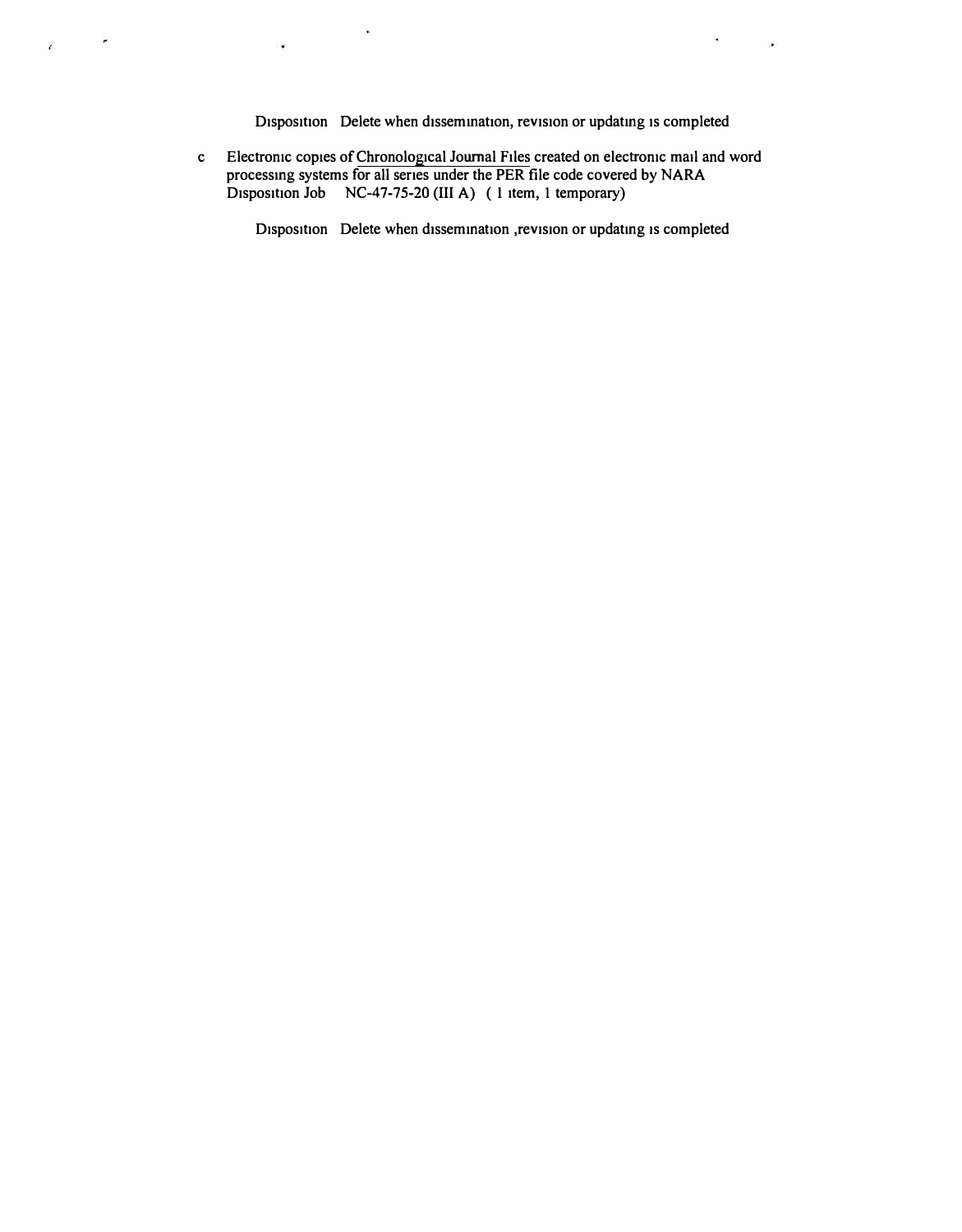Disposition Delete when dissemination, revision or updating is completed

c Electronic copies of Chronological Journal Files created on electronic mail and word processing systems for all series under the PER file code covered by NARA Disposition Job NC-47-75-20 (III A) ( 1 item, 1 temporary)

Disposition Delete when dissemination ,revision or updating is completed